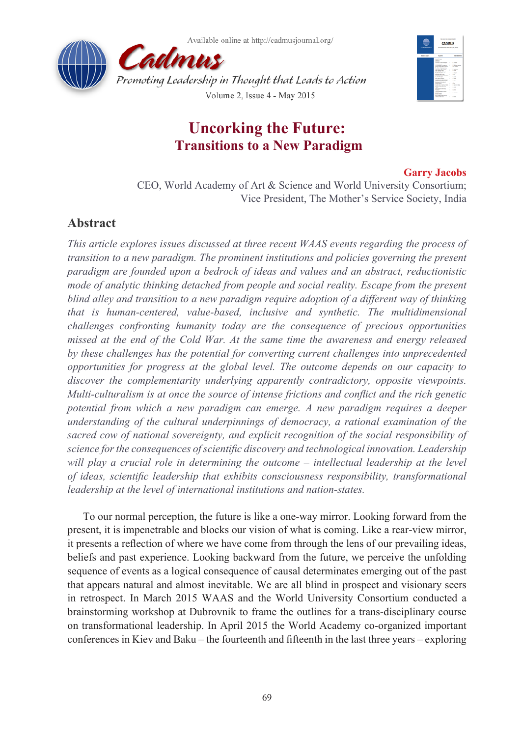# Uncorking the Future:
## Transitions to a New Paradigm

**Garry Jacobs**

CEO, World Academy of Art & Science and World University Consortium;
Vice President, The Mother's Service Society, India

## Abstract

*This article explores issues discussed at three recent WAAS events regarding the process of transition to a new paradigm. The prominent institutions and policies governing the present paradigm are founded upon a bedrock of ideas and values and an abstract, reductionistic mode of analytic thinking detached from people and social reality. Escape from the present blind alley and transition to a new paradigm require adoption of a different way of thinking that is human-centered, value-based, inclusive and synthetic. The multidimensional challenges confronting humanity today are the consequence of precious opportunities missed at the end of the Cold War. At the same time the awareness and energy released by these challenges has the potential for converting current challenges into unprecedented opportunities for progress at the global level. The outcome depends on our capacity to discover the complementarity underlying apparently contradictory, opposite viewpoints. Multi-culturalism is at once the source of intense frictions and conflict and the rich genetic potential from which a new paradigm can emerge. A new paradigm requires a deeper understanding of the cultural underpinnings of democracy, a rational examination of the sacred cow of national sovereignty, and explicit recognition of the social responsibility of science for the consequences of scientific discovery and technological innovation. Leadership will play a crucial role in determining the outcome – intellectual leadership at the level of ideas, scientific leadership that exhibits consciousness responsibility, transformational leadership at the level of international institutions and nation-states.*

To our normal perception, the future is like a one-way mirror. Looking forward from the present, it is impenetrable and blocks our vision of what is coming. Like a rear-view mirror, it presents a reflection of where we have come from through the lens of our prevailing ideas, beliefs and past experience. Looking backward from the future, we perceive the unfolding sequence of events as a logical consequence of causal determinates emerging out of the past that appears natural and almost inevitable. We are all blind in prospect and visionary seers in retrospect. In March 2015 WAAS and the World University Consortium conducted a brainstorming workshop at Dubrovnik to frame the outlines for a trans-disciplinary course on transformational leadership. In April 2015 the World Academy co-organized important conferences in Kiev and Baku – the fourteenth and fifteenth in the last three years – exploring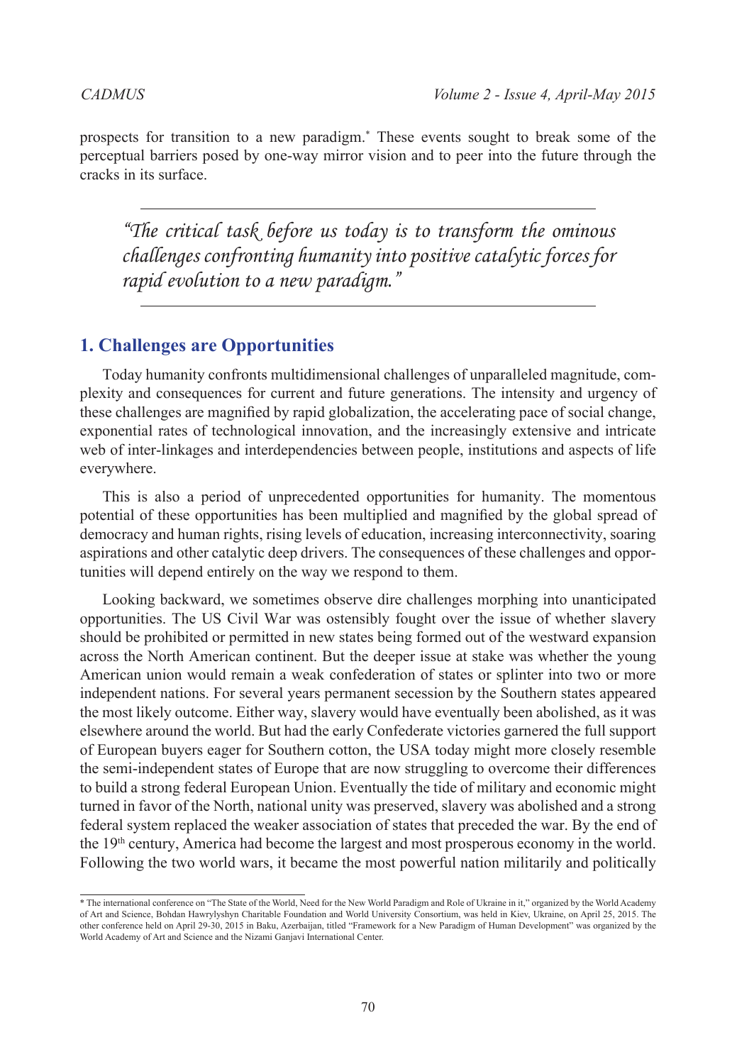prospects for transition to a new paradigm.* These events sought to break some of the perceptual barriers posed by one-way mirror vision and to peer into the future through the cracks in its surface.

> *"The critical task before us today is to transform the ominous challenges confronting humanity into positive catalytic forces for rapid evolution to a new paradigm."*

## 1. Challenges are Opportunities

Today humanity confronts multidimensional challenges of unparalleled magnitude, complexity and consequences for current and future generations. The intensity and urgency of these challenges are magnified by rapid globalization, the accelerating pace of social change, exponential rates of technological innovation, and the increasingly extensive and intricate web of inter-linkages and interdependencies between people, institutions and aspects of life everywhere.

This is also a period of unprecedented opportunities for humanity. The momentous potential of these opportunities has been multiplied and magnified by the global spread of democracy and human rights, rising levels of education, increasing interconnectivity, soaring aspirations and other catalytic deep drivers. The consequences of these challenges and opportunities will depend entirely on the way we respond to them.

Looking backward, we sometimes observe dire challenges morphing into unanticipated opportunities. The US Civil War was ostensibly fought over the issue of whether slavery should be prohibited or permitted in new states being formed out of the westward expansion across the North American continent. But the deeper issue at stake was whether the young American union would remain a weak confederation of states or splinter into two or more independent nations. For several years permanent secession by the Southern states appeared the most likely outcome. Either way, slavery would have eventually been abolished, as it was elsewhere around the world. But had the early Confederate victories garnered the full support of European buyers eager for Southern cotton, the USA today might more closely resemble the semi-independent states of Europe that are now struggling to overcome their differences to build a strong federal European Union. Eventually the tide of military and economic might turned in favor of the North, national unity was preserved, slavery was abolished and a strong federal system replaced the weaker association of states that preceded the war. By the end of the 19th century, America had become the largest and most prosperous economy in the world. Following the two world wars, it became the most powerful nation militarily and politically

---

\* The international conference on "The State of the World, Need for the New World Paradigm and Role of Ukraine in it," organized by the World Academy of Art and Science, Bohdan Hawrylyshyn Charitable Foundation and World University Consortium, was held in Kiev, Ukraine, on April 25, 2015. The other conference held on April 29-30, 2015 in Baku, Azerbaijan, titled "Framework for a New Paradigm of Human Development" was organized by the World Academy of Art and Science and the Nizami Ganjavi International Center.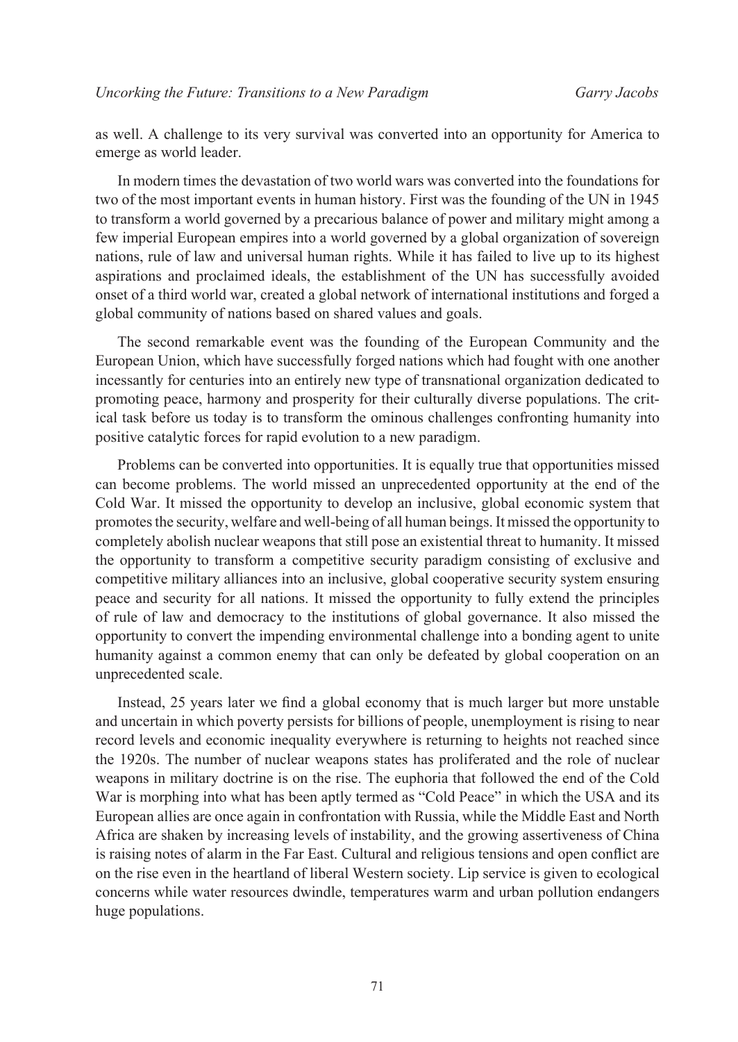as well. A challenge to its very survival was converted into an opportunity for America to emerge as world leader.

In modern times the devastation of two world wars was converted into the foundations for two of the most important events in human history. First was the founding of the UN in 1945 to transform a world governed by a precarious balance of power and military might among a few imperial European empires into a world governed by a global organization of sovereign nations, rule of law and universal human rights. While it has failed to live up to its highest aspirations and proclaimed ideals, the establishment of the UN has successfully avoided onset of a third world war, created a global network of international institutions and forged a global community of nations based on shared values and goals.

The second remarkable event was the founding of the European Community and the European Union, which have successfully forged nations which had fought with one another incessantly for centuries into an entirely new type of transnational organization dedicated to promoting peace, harmony and prosperity for their culturally diverse populations. The critical task before us today is to transform the ominous challenges confronting humanity into positive catalytic forces for rapid evolution to a new paradigm.

Problems can be converted into opportunities. It is equally true that opportunities missed can become problems. The world missed an unprecedented opportunity at the end of the Cold War. It missed the opportunity to develop an inclusive, global economic system that promotes the security, welfare and well-being of all human beings. It missed the opportunity to completely abolish nuclear weapons that still pose an existential threat to humanity. It missed the opportunity to transform a competitive security paradigm consisting of exclusive and competitive military alliances into an inclusive, global cooperative security system ensuring peace and security for all nations. It missed the opportunity to fully extend the principles of rule of law and democracy to the institutions of global governance. It also missed the opportunity to convert the impending environmental challenge into a bonding agent to unite humanity against a common enemy that can only be defeated by global cooperation on an unprecedented scale.

Instead, 25 years later we find a global economy that is much larger but more unstable and uncertain in which poverty persists for billions of people, unemployment is rising to near record levels and economic inequality everywhere is returning to heights not reached since the 1920s. The number of nuclear weapons states has proliferated and the role of nuclear weapons in military doctrine is on the rise. The euphoria that followed the end of the Cold War is morphing into what has been aptly termed as "Cold Peace" in which the USA and its European allies are once again in confrontation with Russia, while the Middle East and North Africa are shaken by increasing levels of instability, and the growing assertiveness of China is raising notes of alarm in the Far East. Cultural and religious tensions and open conflict are on the rise even in the heartland of liberal Western society. Lip service is given to ecological concerns while water resources dwindle, temperatures warm and urban pollution endangers huge populations.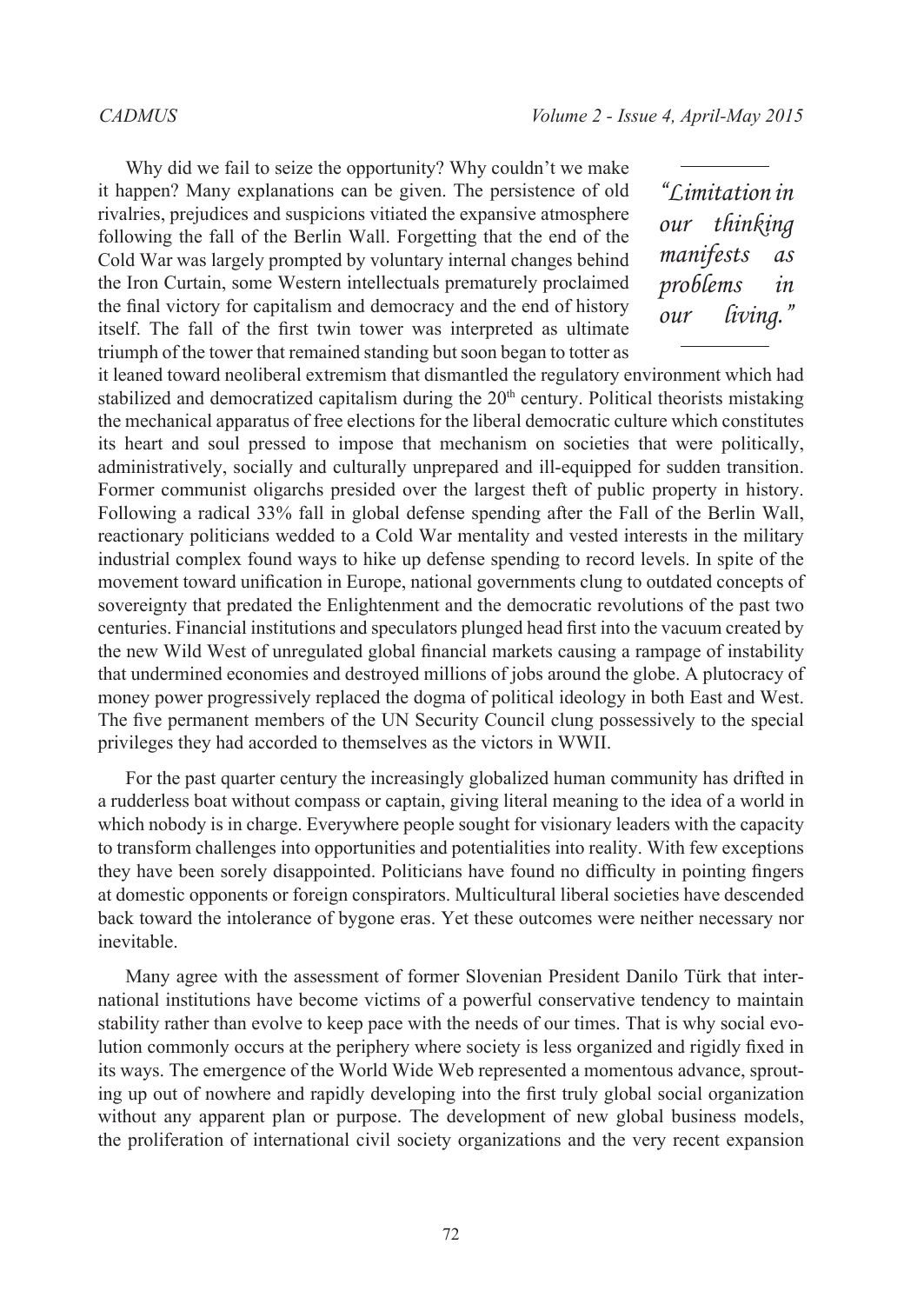Why did we fail to seize the opportunity? Why couldn't we make it happen? Many explanations can be given. The persistence of old rivalries, prejudices and suspicions vitiated the expansive atmosphere following the fall of the Berlin Wall. Forgetting that the end of the Cold War was largely prompted by voluntary internal changes behind the Iron Curtain, some Western intellectuals prematurely proclaimed the final victory for capitalism and democracy and the end of history itself. The fall of the first twin tower was interpreted as ultimate triumph of the tower that remained standing but soon began to totter as it leaned toward neoliberal extremism that dismantled the regulatory environment which had stabilized and democratized capitalism during the 20th century. Political theorists mistaking the mechanical apparatus of free elections for the liberal democratic culture which constitutes its heart and soul pressed to impose that mechanism on societies that were politically, administratively, socially and culturally unprepared and ill-equipped for sudden transition. Former communist oligarchs presided over the largest theft of public property in history. Following a radical 33% fall in global defense spending after the Fall of the Berlin Wall, reactionary politicians wedded to a Cold War mentality and vested interests in the military industrial complex found ways to hike up defense spending to record levels. In spite of the movement toward unification in Europe, national governments clung to outdated concepts of sovereignty that predated the Enlightenment and the democratic revolutions of the past two centuries. Financial institutions and speculators plunged head first into the vacuum created by the new Wild West of unregulated global financial markets causing a rampage of instability that undermined economies and destroyed millions of jobs around the globe. A plutocracy of money power progressively replaced the dogma of political ideology in both East and West. The five permanent members of the UN Security Council clung possessively to the special privileges they had accorded to themselves as the victors in WWII.

> *"Limitation in our thinking manifests as problems in our living."*

For the past quarter century the increasingly globalized human community has drifted in a rudderless boat without compass or captain, giving literal meaning to the idea of a world in which nobody is in charge. Everywhere people sought for visionary leaders with the capacity to transform challenges into opportunities and potentialities into reality. With few exceptions they have been sorely disappointed. Politicians have found no difficulty in pointing fingers at domestic opponents or foreign conspirators. Multicultural liberal societies have descended back toward the intolerance of bygone eras. Yet these outcomes were neither necessary nor inevitable.

Many agree with the assessment of former Slovenian President Danilo Türk that international institutions have become victims of a powerful conservative tendency to maintain stability rather than evolve to keep pace with the needs of our times. That is why social evolution commonly occurs at the periphery where society is less organized and rigidly fixed in its ways. The emergence of the World Wide Web represented a momentous advance, sprouting up out of nowhere and rapidly developing into the first truly global social organization without any apparent plan or purpose. The development of new global business models, the proliferation of international civil society organizations and the very recent expansion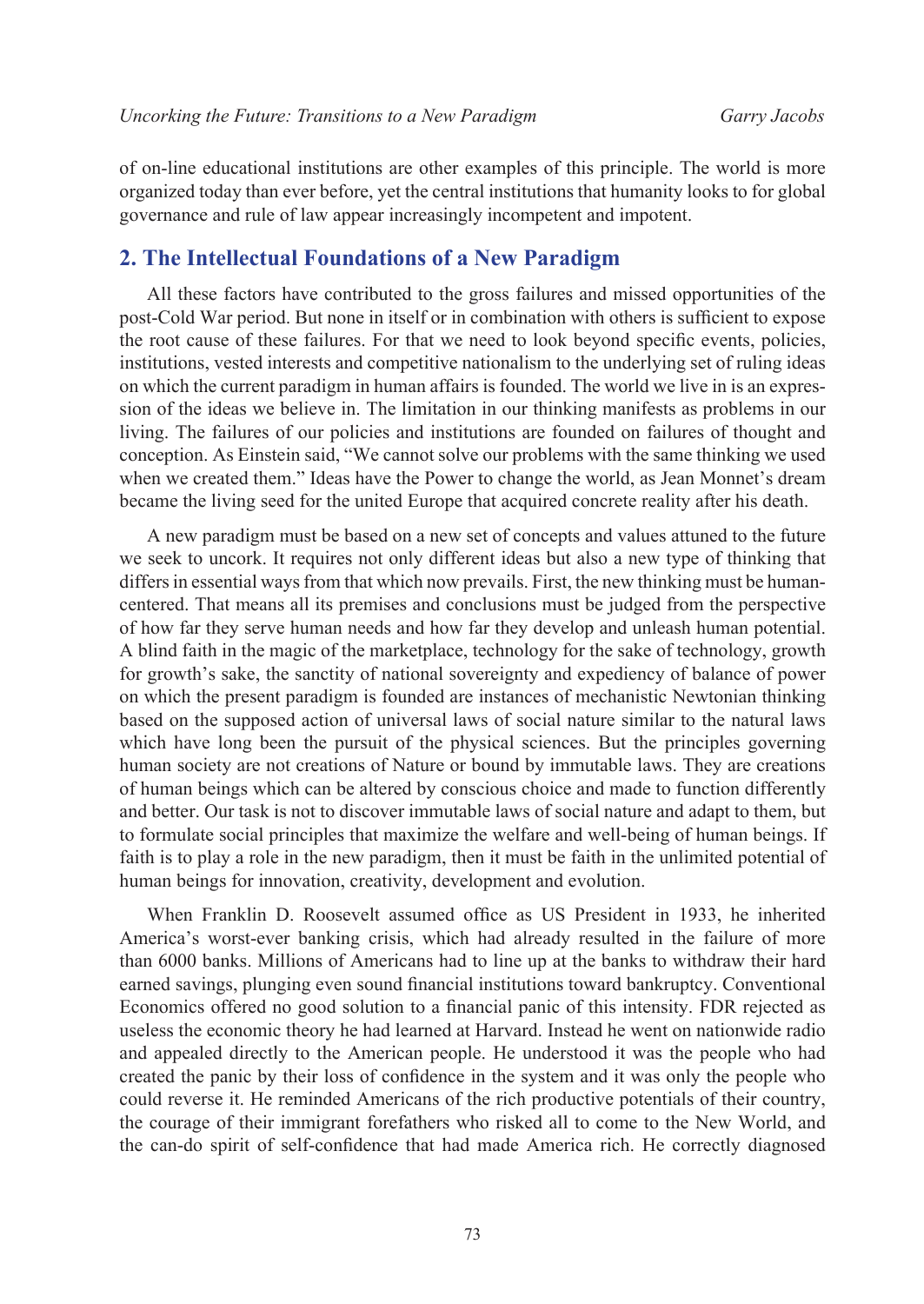of on-line educational institutions are other examples of this principle. The world is more organized today than ever before, yet the central institutions that humanity looks to for global governance and rule of law appear increasingly incompetent and impotent.

## 2. The Intellectual Foundations of a New Paradigm

All these factors have contributed to the gross failures and missed opportunities of the post-Cold War period. But none in itself or in combination with others is sufficient to expose the root cause of these failures. For that we need to look beyond specific events, policies, institutions, vested interests and competitive nationalism to the underlying set of ruling ideas on which the current paradigm in human affairs is founded. The world we live in is an expression of the ideas we believe in. The limitation in our thinking manifests as problems in our living. The failures of our policies and institutions are founded on failures of thought and conception. As Einstein said, "We cannot solve our problems with the same thinking we used when we created them." Ideas have the Power to change the world, as Jean Monnet's dream became the living seed for the united Europe that acquired concrete reality after his death.

A new paradigm must be based on a new set of concepts and values attuned to the future we seek to uncork. It requires not only different ideas but also a new type of thinking that differs in essential ways from that which now prevails. First, the new thinking must be human-centered. That means all its premises and conclusions must be judged from the perspective of how far they serve human needs and how far they develop and unleash human potential. A blind faith in the magic of the marketplace, technology for the sake of technology, growth for growth's sake, the sanctity of national sovereignty and expediency of balance of power on which the present paradigm is founded are instances of mechanistic Newtonian thinking based on the supposed action of universal laws of social nature similar to the natural laws which have long been the pursuit of the physical sciences. But the principles governing human society are not creations of Nature or bound by immutable laws. They are creations of human beings which can be altered by conscious choice and made to function differently and better. Our task is not to discover immutable laws of social nature and adapt to them, but to formulate social principles that maximize the welfare and well-being of human beings. If faith is to play a role in the new paradigm, then it must be faith in the unlimited potential of human beings for innovation, creativity, development and evolution.

When Franklin D. Roosevelt assumed office as US President in 1933, he inherited America's worst-ever banking crisis, which had already resulted in the failure of more than 6000 banks. Millions of Americans had to line up at the banks to withdraw their hard earned savings, plunging even sound financial institutions toward bankruptcy. Conventional Economics offered no good solution to a financial panic of this intensity. FDR rejected as useless the economic theory he had learned at Harvard. Instead he went on nationwide radio and appealed directly to the American people. He understood it was the people who had created the panic by their loss of confidence in the system and it was only the people who could reverse it. He reminded Americans of the rich productive potentials of their country, the courage of their immigrant forefathers who risked all to come to the New World, and the can-do spirit of self-confidence that had made America rich. He correctly diagnosed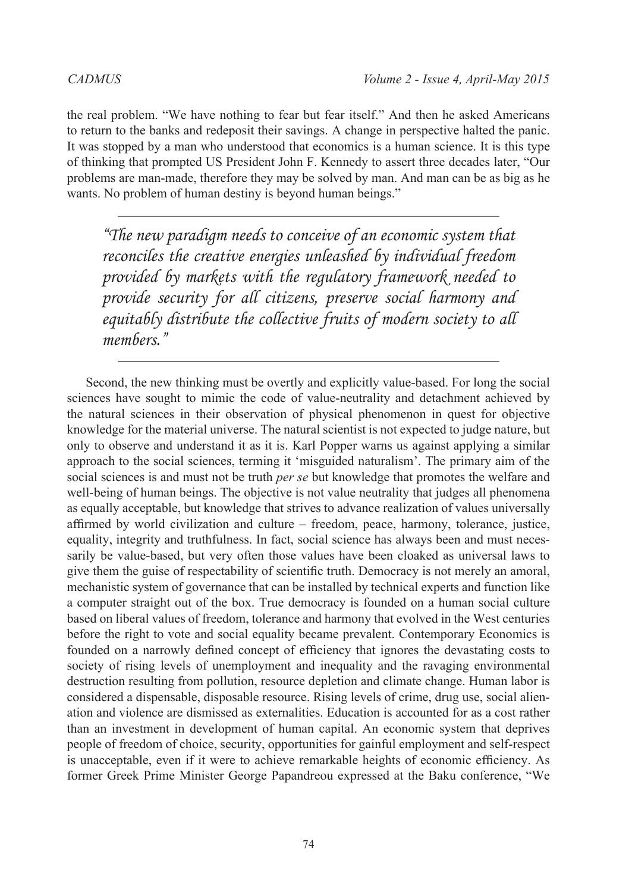the real problem. "We have nothing to fear but fear itself." And then he asked Americans to return to the banks and redeposit their savings. A change in perspective halted the panic. It was stopped by a man who understood that economics is a human science. It is this type of thinking that prompted US President John F. Kennedy to assert three decades later, "Our problems are man-made, therefore they may be solved by man. And man can be as big as he wants. No problem of human destiny is beyond human beings."

> *"The new paradigm needs to conceive of an economic system that reconciles the creative energies unleashed by individual freedom provided by markets with the regulatory framework needed to provide security for all citizens, preserve social harmony and equitably distribute the collective fruits of modern society to all members."*

Second, the new thinking must be overtly and explicitly value-based. For long the social sciences have sought to mimic the code of value-neutrality and detachment achieved by the natural sciences in their observation of physical phenomenon in quest for objective knowledge for the material universe. The natural scientist is not expected to judge nature, but only to observe and understand it as it is. Karl Popper warns us against applying a similar approach to the social sciences, terming it 'misguided naturalism'. The primary aim of the social sciences is and must not be truth *per se* but knowledge that promotes the welfare and well-being of human beings. The objective is not value neutrality that judges all phenomena as equally acceptable, but knowledge that strives to advance realization of values universally affirmed by world civilization and culture – freedom, peace, harmony, tolerance, justice, equality, integrity and truthfulness. In fact, social science has always been and must necessarily be value-based, but very often those values have been cloaked as universal laws to give them the guise of respectability of scientific truth. Democracy is not merely an amoral, mechanistic system of governance that can be installed by technical experts and function like a computer straight out of the box. True democracy is founded on a human social culture based on liberal values of freedom, tolerance and harmony that evolved in the West centuries before the right to vote and social equality became prevalent. Contemporary Economics is founded on a narrowly defined concept of efficiency that ignores the devastating costs to society of rising levels of unemployment and inequality and the ravaging environmental destruction resulting from pollution, resource depletion and climate change. Human labor is considered a dispensable, disposable resource. Rising levels of crime, drug use, social alienation and violence are dismissed as externalities. Education is accounted for as a cost rather than an investment in development of human capital. An economic system that deprives people of freedom of choice, security, opportunities for gainful employment and self-respect is unacceptable, even if it were to achieve remarkable heights of economic efficiency. As former Greek Prime Minister George Papandreou expressed at the Baku conference, "We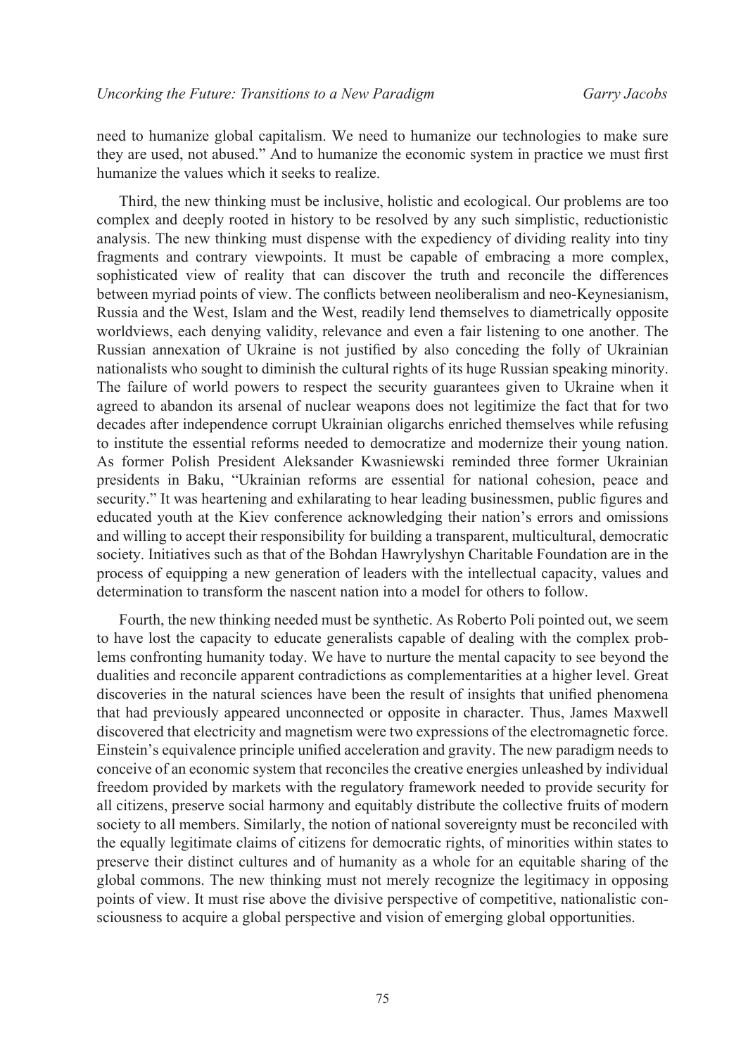need to humanize global capitalism. We need to humanize our technologies to make sure they are used, not abused." And to humanize the economic system in practice we must first humanize the values which it seeks to realize.

Third, the new thinking must be inclusive, holistic and ecological. Our problems are too complex and deeply rooted in history to be resolved by any such simplistic, reductionistic analysis. The new thinking must dispense with the expediency of dividing reality into tiny fragments and contrary viewpoints. It must be capable of embracing a more complex, sophisticated view of reality that can discover the truth and reconcile the differences between myriad points of view. The conflicts between neoliberalism and neo-Keynesianism, Russia and the West, Islam and the West, readily lend themselves to diametrically opposite worldviews, each denying validity, relevance and even a fair listening to one another. The Russian annexation of Ukraine is not justified by also conceding the folly of Ukrainian nationalists who sought to diminish the cultural rights of its huge Russian speaking minority. The failure of world powers to respect the security guarantees given to Ukraine when it agreed to abandon its arsenal of nuclear weapons does not legitimize the fact that for two decades after independence corrupt Ukrainian oligarchs enriched themselves while refusing to institute the essential reforms needed to democratize and modernize their young nation. As former Polish President Aleksander Kwasniewski reminded three former Ukrainian presidents in Baku, "Ukrainian reforms are essential for national cohesion, peace and security." It was heartening and exhilarating to hear leading businessmen, public figures and educated youth at the Kiev conference acknowledging their nation's errors and omissions and willing to accept their responsibility for building a transparent, multicultural, democratic society. Initiatives such as that of the Bohdan Hawrylyshyn Charitable Foundation are in the process of equipping a new generation of leaders with the intellectual capacity, values and determination to transform the nascent nation into a model for others to follow.

Fourth, the new thinking needed must be synthetic. As Roberto Poli pointed out, we seem to have lost the capacity to educate generalists capable of dealing with the complex problems confronting humanity today. We have to nurture the mental capacity to see beyond the dualities and reconcile apparent contradictions as complementarities at a higher level. Great discoveries in the natural sciences have been the result of insights that unified phenomena that had previously appeared unconnected or opposite in character. Thus, James Maxwell discovered that electricity and magnetism were two expressions of the electromagnetic force. Einstein's equivalence principle unified acceleration and gravity. The new paradigm needs to conceive of an economic system that reconciles the creative energies unleashed by individual freedom provided by markets with the regulatory framework needed to provide security for all citizens, preserve social harmony and equitably distribute the collective fruits of modern society to all members. Similarly, the notion of national sovereignty must be reconciled with the equally legitimate claims of citizens for democratic rights, of minorities within states to preserve their distinct cultures and of humanity as a whole for an equitable sharing of the global commons. The new thinking must not merely recognize the legitimacy in opposing points of view. It must rise above the divisive perspective of competitive, nationalistic consciousness to acquire a global perspective and vision of emerging global opportunities.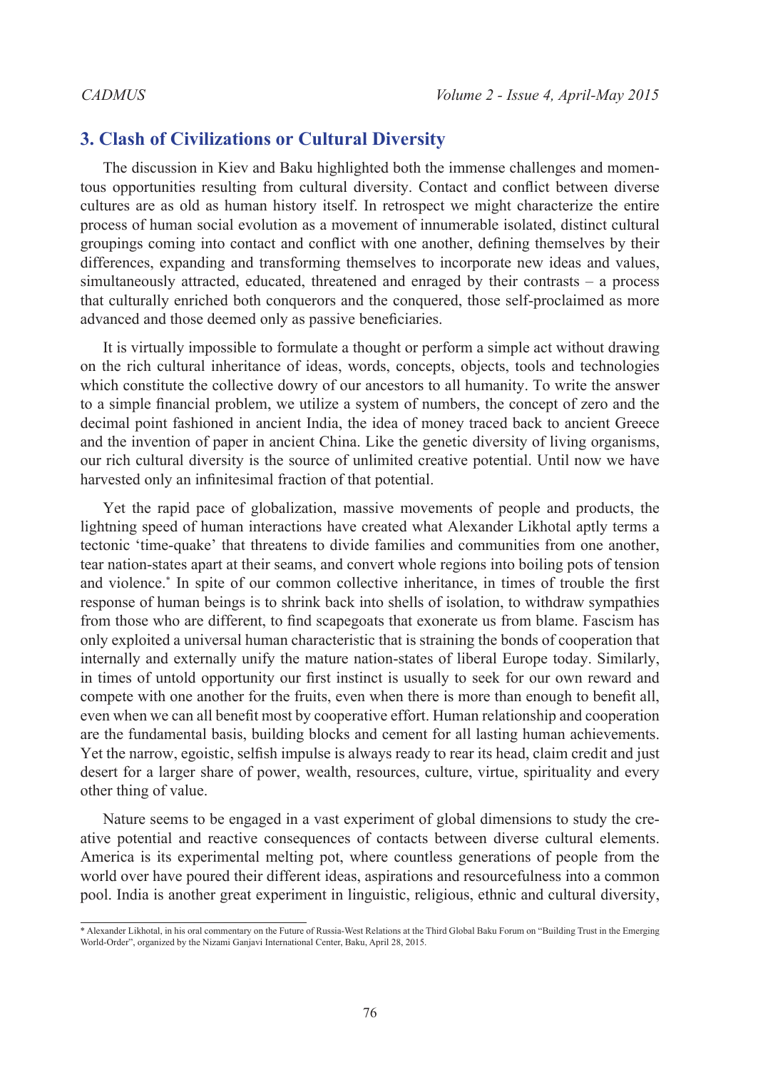## 3. Clash of Civilizations or Cultural Diversity

The discussion in Kiev and Baku highlighted both the immense challenges and momentous opportunities resulting from cultural diversity. Contact and conflict between diverse cultures are as old as human history itself. In retrospect we might characterize the entire process of human social evolution as a movement of innumerable isolated, distinct cultural groupings coming into contact and conflict with one another, defining themselves by their differences, expanding and transforming themselves to incorporate new ideas and values, simultaneously attracted, educated, threatened and enraged by their contrasts – a process that culturally enriched both conquerors and the conquered, those self-proclaimed as more advanced and those deemed only as passive beneficiaries.

It is virtually impossible to formulate a thought or perform a simple act without drawing on the rich cultural inheritance of ideas, words, concepts, objects, tools and technologies which constitute the collective dowry of our ancestors to all humanity. To write the answer to a simple financial problem, we utilize a system of numbers, the concept of zero and the decimal point fashioned in ancient India, the idea of money traced back to ancient Greece and the invention of paper in ancient China. Like the genetic diversity of living organisms, our rich cultural diversity is the source of unlimited creative potential. Until now we have harvested only an infinitesimal fraction of that potential.

Yet the rapid pace of globalization, massive movements of people and products, the lightning speed of human interactions have created what Alexander Likhotal aptly terms a tectonic 'time-quake' that threatens to divide families and communities from one another, tear nation-states apart at their seams, and convert whole regions into boiling pots of tension and violence.* In spite of our common collective inheritance, in times of trouble the first response of human beings is to shrink back into shells of isolation, to withdraw sympathies from those who are different, to find scapegoats that exonerate us from blame. Fascism has only exploited a universal human characteristic that is straining the bonds of cooperation that internally and externally unify the mature nation-states of liberal Europe today. Similarly, in times of untold opportunity our first instinct is usually to seek for our own reward and compete with one another for the fruits, even when there is more than enough to benefit all, even when we can all benefit most by cooperative effort. Human relationship and cooperation are the fundamental basis, building blocks and cement for all lasting human achievements. Yet the narrow, egoistic, selfish impulse is always ready to rear its head, claim credit and just desert for a larger share of power, wealth, resources, culture, virtue, spirituality and every other thing of value.

Nature seems to be engaged in a vast experiment of global dimensions to study the creative potential and reactive consequences of contacts between diverse cultural elements. America is its experimental melting pot, where countless generations of people from the world over have poured their different ideas, aspirations and resourcefulness into a common pool. India is another great experiment in linguistic, religious, ethnic and cultural diversity,

---

* Alexander Likhotal, in his oral commentary on the Future of Russia-West Relations at the Third Global Baku Forum on "Building Trust in the Emerging World-Order", organized by the Nizami Ganjavi International Center, Baku, April 28, 2015.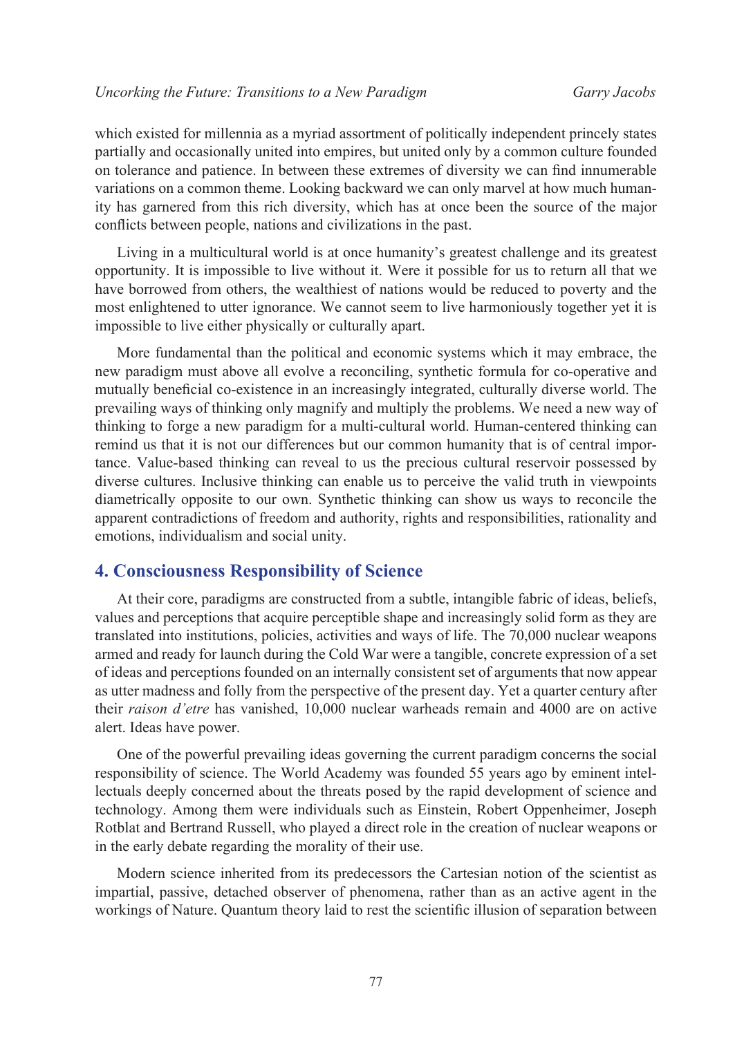which existed for millennia as a myriad assortment of politically independent princely states partially and occasionally united into empires, but united only by a common culture founded on tolerance and patience. In between these extremes of diversity we can find innumerable variations on a common theme. Looking backward we can only marvel at how much humanity has garnered from this rich diversity, which has at once been the source of the major conflicts between people, nations and civilizations in the past.

Living in a multicultural world is at once humanity's greatest challenge and its greatest opportunity. It is impossible to live without it. Were it possible for us to return all that we have borrowed from others, the wealthiest of nations would be reduced to poverty and the most enlightened to utter ignorance. We cannot seem to live harmoniously together yet it is impossible to live either physically or culturally apart.

More fundamental than the political and economic systems which it may embrace, the new paradigm must above all evolve a reconciling, synthetic formula for co-operative and mutually beneficial co-existence in an increasingly integrated, culturally diverse world. The prevailing ways of thinking only magnify and multiply the problems. We need a new way of thinking to forge a new paradigm for a multi-cultural world. Human-centered thinking can remind us that it is not our differences but our common humanity that is of central importance. Value-based thinking can reveal to us the precious cultural reservoir possessed by diverse cultures. Inclusive thinking can enable us to perceive the valid truth in viewpoints diametrically opposite to our own. Synthetic thinking can show us ways to reconcile the apparent contradictions of freedom and authority, rights and responsibilities, rationality and emotions, individualism and social unity.

## 4. Consciousness Responsibility of Science

At their core, paradigms are constructed from a subtle, intangible fabric of ideas, beliefs, values and perceptions that acquire perceptible shape and increasingly solid form as they are translated into institutions, policies, activities and ways of life. The 70,000 nuclear weapons armed and ready for launch during the Cold War were a tangible, concrete expression of a set of ideas and perceptions founded on an internally consistent set of arguments that now appear as utter madness and folly from the perspective of the present day. Yet a quarter century after their *raison d'etre* has vanished, 10,000 nuclear warheads remain and 4000 are on active alert. Ideas have power.

One of the powerful prevailing ideas governing the current paradigm concerns the social responsibility of science. The World Academy was founded 55 years ago by eminent intellectuals deeply concerned about the threats posed by the rapid development of science and technology. Among them were individuals such as Einstein, Robert Oppenheimer, Joseph Rotblat and Bertrand Russell, who played a direct role in the creation of nuclear weapons or in the early debate regarding the morality of their use.

Modern science inherited from its predecessors the Cartesian notion of the scientist as impartial, passive, detached observer of phenomena, rather than as an active agent in the workings of Nature. Quantum theory laid to rest the scientific illusion of separation between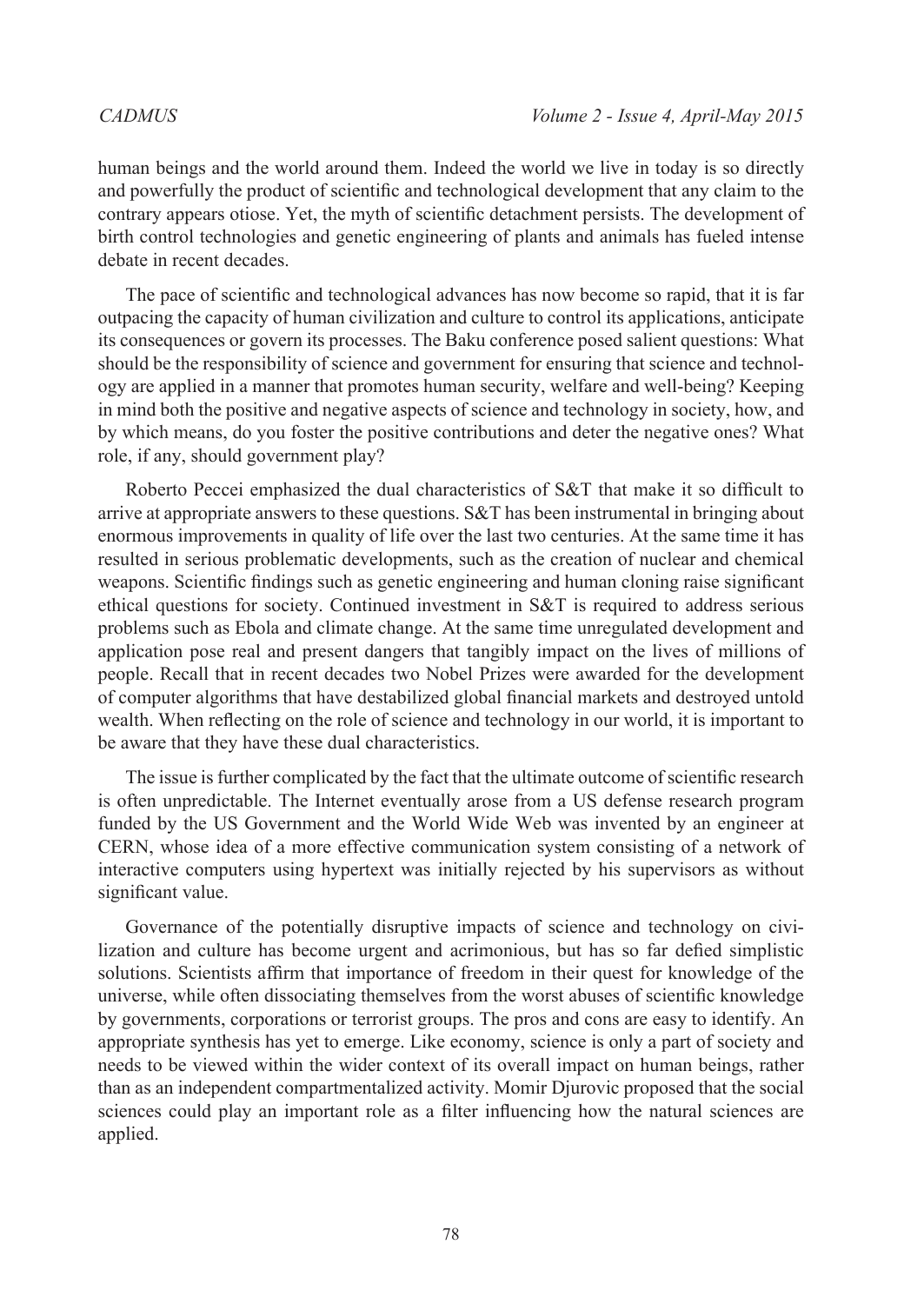human beings and the world around them. Indeed the world we live in today is so directly and powerfully the product of scientific and technological development that any claim to the contrary appears otiose. Yet, the myth of scientific detachment persists. The development of birth control technologies and genetic engineering of plants and animals has fueled intense debate in recent decades.

The pace of scientific and technological advances has now become so rapid, that it is far outpacing the capacity of human civilization and culture to control its applications, anticipate its consequences or govern its processes. The Baku conference posed salient questions: What should be the responsibility of science and government for ensuring that science and technology are applied in a manner that promotes human security, welfare and well-being? Keeping in mind both the positive and negative aspects of science and technology in society, how, and by which means, do you foster the positive contributions and deter the negative ones? What role, if any, should government play?

Roberto Peccei emphasized the dual characteristics of S&T that make it so difficult to arrive at appropriate answers to these questions. S&T has been instrumental in bringing about enormous improvements in quality of life over the last two centuries. At the same time it has resulted in serious problematic developments, such as the creation of nuclear and chemical weapons. Scientific findings such as genetic engineering and human cloning raise significant ethical questions for society. Continued investment in S&T is required to address serious problems such as Ebola and climate change. At the same time unregulated development and application pose real and present dangers that tangibly impact on the lives of millions of people. Recall that in recent decades two Nobel Prizes were awarded for the development of computer algorithms that have destabilized global financial markets and destroyed untold wealth. When reflecting on the role of science and technology in our world, it is important to be aware that they have these dual characteristics.

The issue is further complicated by the fact that the ultimate outcome of scientific research is often unpredictable. The Internet eventually arose from a US defense research program funded by the US Government and the World Wide Web was invented by an engineer at CERN, whose idea of a more effective communication system consisting of a network of interactive computers using hypertext was initially rejected by his supervisors as without significant value.

Governance of the potentially disruptive impacts of science and technology on civilization and culture has become urgent and acrimonious, but has so far defied simplistic solutions. Scientists affirm that importance of freedom in their quest for knowledge of the universe, while often dissociating themselves from the worst abuses of scientific knowledge by governments, corporations or terrorist groups. The pros and cons are easy to identify. An appropriate synthesis has yet to emerge. Like economy, science is only a part of society and needs to be viewed within the wider context of its overall impact on human beings, rather than as an independent compartmentalized activity. Momir Djurovic proposed that the social sciences could play an important role as a filter influencing how the natural sciences are applied.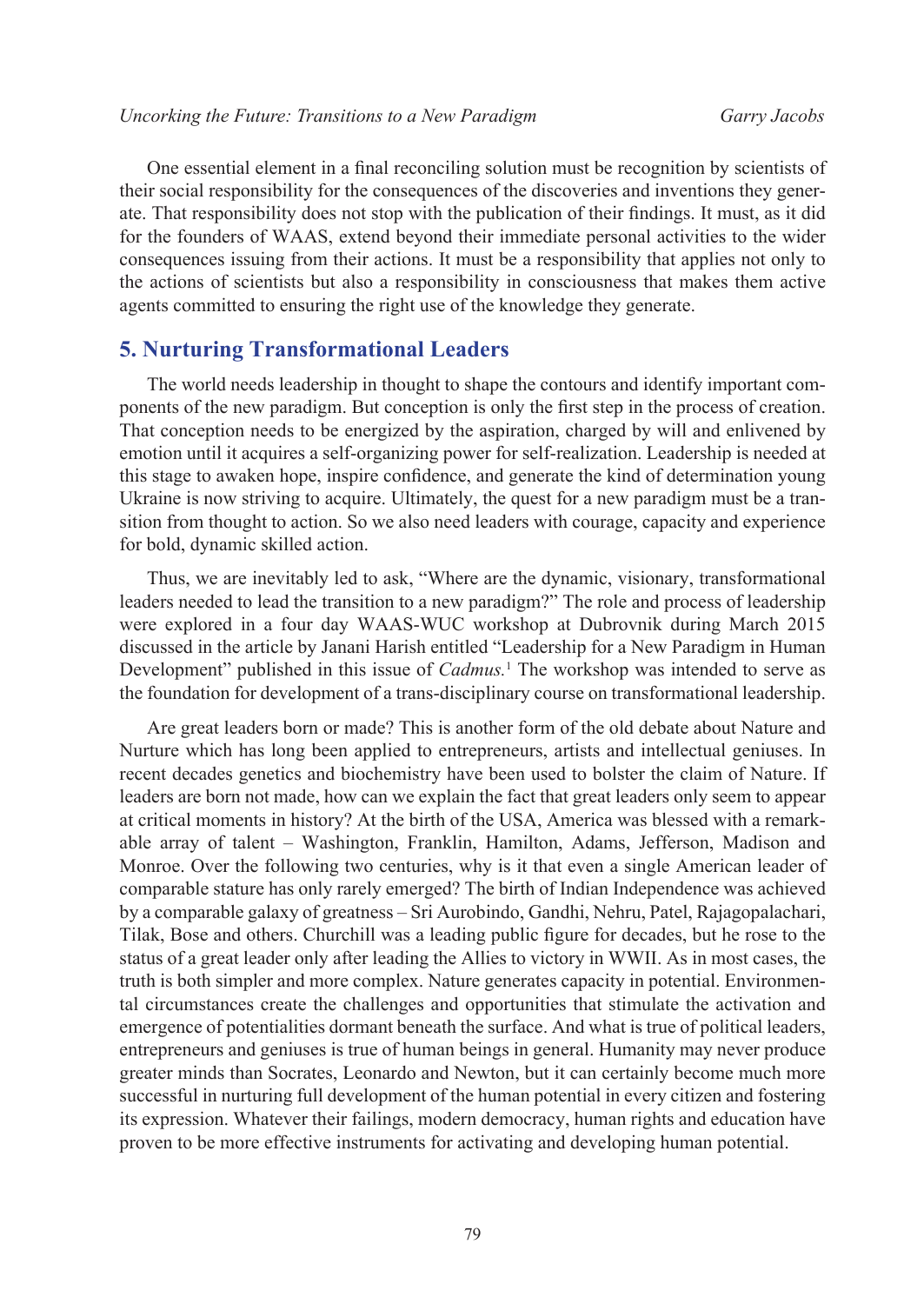One essential element in a final reconciling solution must be recognition by scientists of their social responsibility for the consequences of the discoveries and inventions they generate. That responsibility does not stop with the publication of their findings. It must, as it did for the founders of WAAS, extend beyond their immediate personal activities to the wider consequences issuing from their actions. It must be a responsibility that applies not only to the actions of scientists but also a responsibility in consciousness that makes them active agents committed to ensuring the right use of the knowledge they generate.

## 5. Nurturing Transformational Leaders

The world needs leadership in thought to shape the contours and identify important components of the new paradigm. But conception is only the first step in the process of creation. That conception needs to be energized by the aspiration, charged by will and enlivened by emotion until it acquires a self-organizing power for self-realization. Leadership is needed at this stage to awaken hope, inspire confidence, and generate the kind of determination young Ukraine is now striving to acquire. Ultimately, the quest for a new paradigm must be a transition from thought to action. So we also need leaders with courage, capacity and experience for bold, dynamic skilled action.

Thus, we are inevitably led to ask, "Where are the dynamic, visionary, transformational leaders needed to lead the transition to a new paradigm?" The role and process of leadership were explored in a four day WAAS-WUC workshop at Dubrovnik during March 2015 discussed in the article by Janani Harish entitled "Leadership for a New Paradigm in Human Development" published in this issue of *Cadmus.*[1] The workshop was intended to serve as the foundation for development of a trans-disciplinary course on transformational leadership.

Are great leaders born or made? This is another form of the old debate about Nature and Nurture which has long been applied to entrepreneurs, artists and intellectual geniuses. In recent decades genetics and biochemistry have been used to bolster the claim of Nature. If leaders are born not made, how can we explain the fact that great leaders only seem to appear at critical moments in history? At the birth of the USA, America was blessed with a remarkable array of talent – Washington, Franklin, Hamilton, Adams, Jefferson, Madison and Monroe. Over the following two centuries, why is it that even a single American leader of comparable stature has only rarely emerged? The birth of Indian Independence was achieved by a comparable galaxy of greatness – Sri Aurobindo, Gandhi, Nehru, Patel, Rajagopalachari, Tilak, Bose and others. Churchill was a leading public figure for decades, but he rose to the status of a great leader only after leading the Allies to victory in WWII. As in most cases, the truth is both simpler and more complex. Nature generates capacity in potential. Environmental circumstances create the challenges and opportunities that stimulate the activation and emergence of potentialities dormant beneath the surface. And what is true of political leaders, entrepreneurs and geniuses is true of human beings in general. Humanity may never produce greater minds than Socrates, Leonardo and Newton, but it can certainly become much more successful in nurturing full development of the human potential in every citizen and fostering its expression. Whatever their failings, modern democracy, human rights and education have proven to be more effective instruments for activating and developing human potential.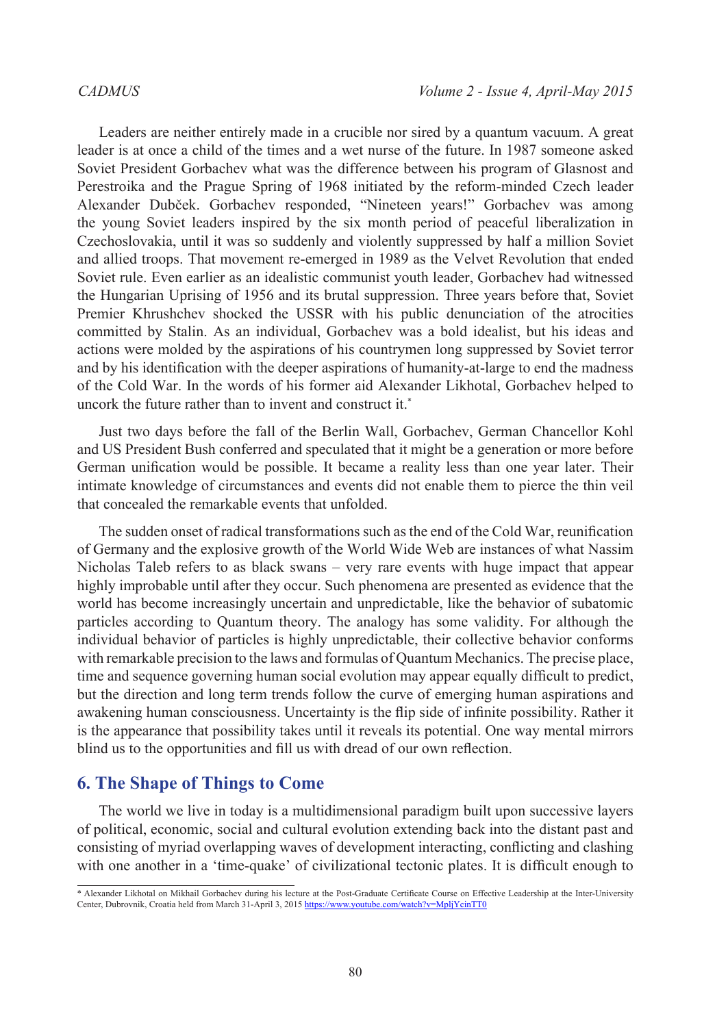Leaders are neither entirely made in a crucible nor sired by a quantum vacuum. A great leader is at once a child of the times and a wet nurse of the future. In 1987 someone asked Soviet President Gorbachev what was the difference between his program of Glasnost and Perestroika and the Prague Spring of 1968 initiated by the reform-minded Czech leader Alexander Dubček. Gorbachev responded, "Nineteen years!" Gorbachev was among the young Soviet leaders inspired by the six month period of peaceful liberalization in Czechoslovakia, until it was so suddenly and violently suppressed by half a million Soviet and allied troops. That movement re-emerged in 1989 as the Velvet Revolution that ended Soviet rule. Even earlier as an idealistic communist youth leader, Gorbachev had witnessed the Hungarian Uprising of 1956 and its brutal suppression. Three years before that, Soviet Premier Khrushchev shocked the USSR with his public denunciation of the atrocities committed by Stalin. As an individual, Gorbachev was a bold idealist, but his ideas and actions were molded by the aspirations of his countrymen long suppressed by Soviet terror and by his identification with the deeper aspirations of humanity-at-large to end the madness of the Cold War. In the words of his former aid Alexander Likhotal, Gorbachev helped to uncork the future rather than to invent and construct it.*

Just two days before the fall of the Berlin Wall, Gorbachev, German Chancellor Kohl and US President Bush conferred and speculated that it might be a generation or more before German unification would be possible. It became a reality less than one year later. Their intimate knowledge of circumstances and events did not enable them to pierce the thin veil that concealed the remarkable events that unfolded.

The sudden onset of radical transformations such as the end of the Cold War, reunification of Germany and the explosive growth of the World Wide Web are instances of what Nassim Nicholas Taleb refers to as black swans – very rare events with huge impact that appear highly improbable until after they occur. Such phenomena are presented as evidence that the world has become increasingly uncertain and unpredictable, like the behavior of subatomic particles according to Quantum theory. The analogy has some validity. For although the individual behavior of particles is highly unpredictable, their collective behavior conforms with remarkable precision to the laws and formulas of Quantum Mechanics. The precise place, time and sequence governing human social evolution may appear equally difficult to predict, but the direction and long term trends follow the curve of emerging human aspirations and awakening human consciousness. Uncertainty is the flip side of infinite possibility. Rather it is the appearance that possibility takes until it reveals its potential. One way mental mirrors blind us to the opportunities and fill us with dread of our own reflection.

## 6. The Shape of Things to Come

The world we live in today is a multidimensional paradigm built upon successive layers of political, economic, social and cultural evolution extending back into the distant past and consisting of myriad overlapping waves of development interacting, conflicting and clashing with one another in a 'time-quake' of civilizational tectonic plates. It is difficult enough to

---

* Alexander Likhotal on Mikhail Gorbachev during his lecture at the Post-Graduate Certificate Course on Effective Leadership at the Inter-University Center, Dubrovnik, Croatia held from March 31-April 3, 2015 https://www.youtube.com/watch?v=MpljYcinTT0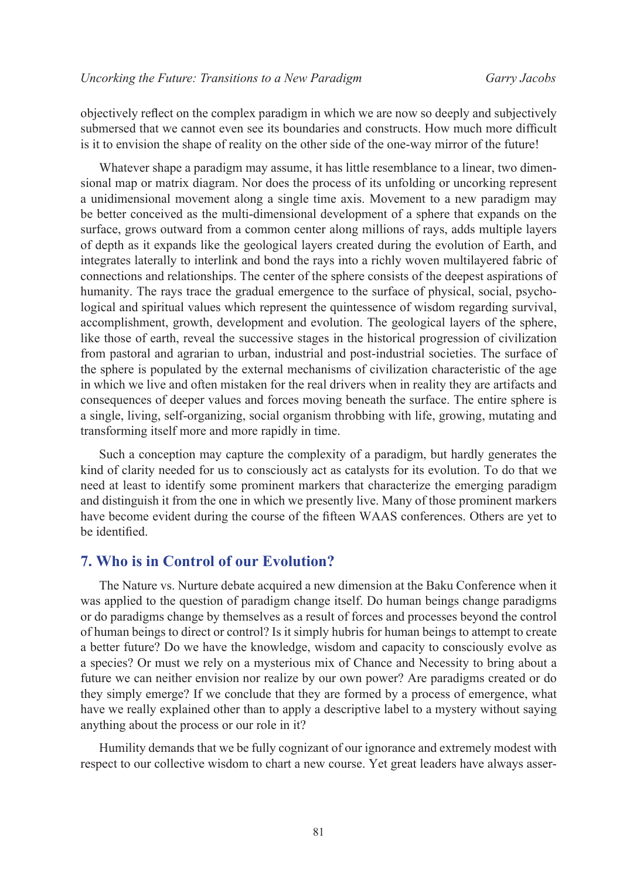objectively reflect on the complex paradigm in which we are now so deeply and subjectively submersed that we cannot even see its boundaries and constructs. How much more difficult is it to envision the shape of reality on the other side of the one-way mirror of the future!

Whatever shape a paradigm may assume, it has little resemblance to a linear, two dimensional map or matrix diagram. Nor does the process of its unfolding or uncorking represent a unidimensional movement along a single time axis. Movement to a new paradigm may be better conceived as the multi-dimensional development of a sphere that expands on the surface, grows outward from a common center along millions of rays, adds multiple layers of depth as it expands like the geological layers created during the evolution of Earth, and integrates laterally to interlink and bond the rays into a richly woven multilayered fabric of connections and relationships. The center of the sphere consists of the deepest aspirations of humanity. The rays trace the gradual emergence to the surface of physical, social, psychological and spiritual values which represent the quintessence of wisdom regarding survival, accomplishment, growth, development and evolution. The geological layers of the sphere, like those of earth, reveal the successive stages in the historical progression of civilization from pastoral and agrarian to urban, industrial and post-industrial societies. The surface of the sphere is populated by the external mechanisms of civilization characteristic of the age in which we live and often mistaken for the real drivers when in reality they are artifacts and consequences of deeper values and forces moving beneath the surface. The entire sphere is a single, living, self-organizing, social organism throbbing with life, growing, mutating and transforming itself more and more rapidly in time.

Such a conception may capture the complexity of a paradigm, but hardly generates the kind of clarity needed for us to consciously act as catalysts for its evolution. To do that we need at least to identify some prominent markers that characterize the emerging paradigm and distinguish it from the one in which we presently live. Many of those prominent markers have become evident during the course of the fifteen WAAS conferences. Others are yet to be identified.

## 7. Who is in Control of our Evolution?

The Nature vs. Nurture debate acquired a new dimension at the Baku Conference when it was applied to the question of paradigm change itself. Do human beings change paradigms or do paradigms change by themselves as a result of forces and processes beyond the control of human beings to direct or control? Is it simply hubris for human beings to attempt to create a better future? Do we have the knowledge, wisdom and capacity to consciously evolve as a species? Or must we rely on a mysterious mix of Chance and Necessity to bring about a future we can neither envision nor realize by our own power? Are paradigms created or do they simply emerge? If we conclude that they are formed by a process of emergence, what have we really explained other than to apply a descriptive label to a mystery without saying anything about the process or our role in it?

Humility demands that we be fully cognizant of our ignorance and extremely modest with respect to our collective wisdom to chart a new course. Yet great leaders have always asser-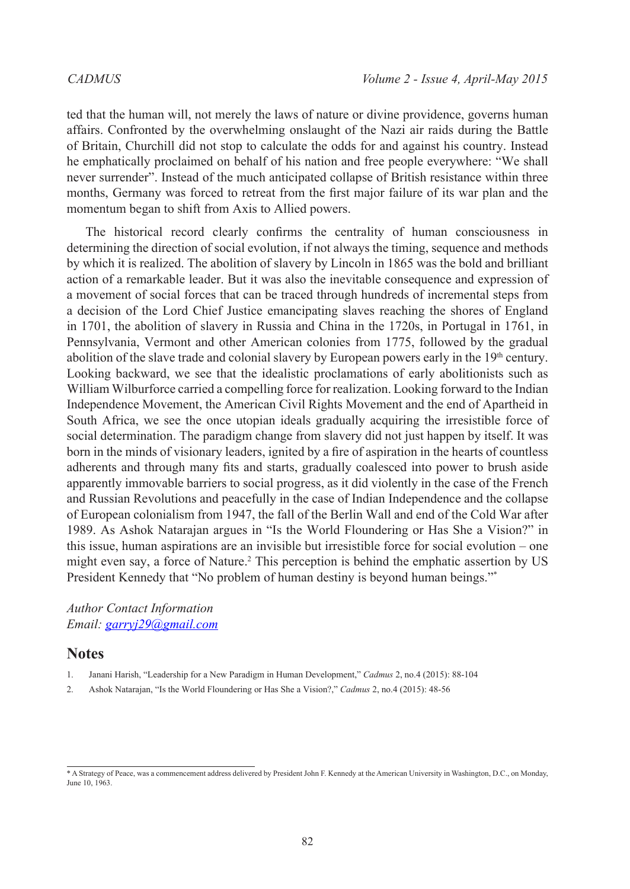ted that the human will, not merely the laws of nature or divine providence, governs human affairs. Confronted by the overwhelming onslaught of the Nazi air raids during the Battle of Britain, Churchill did not stop to calculate the odds for and against his country. Instead he emphatically proclaimed on behalf of his nation and free people everywhere: "We shall never surrender". Instead of the much anticipated collapse of British resistance within three months, Germany was forced to retreat from the first major failure of its war plan and the momentum began to shift from Axis to Allied powers.

The historical record clearly confirms the centrality of human consciousness in determining the direction of social evolution, if not always the timing, sequence and methods by which it is realized. The abolition of slavery by Lincoln in 1865 was the bold and brilliant action of a remarkable leader. But it was also the inevitable consequence and expression of a movement of social forces that can be traced through hundreds of incremental steps from a decision of the Lord Chief Justice emancipating slaves reaching the shores of England in 1701, the abolition of slavery in Russia and China in the 1720s, in Portugal in 1761, in Pennsylvania, Vermont and other American colonies from 1775, followed by the gradual abolition of the slave trade and colonial slavery by European powers early in the 19th century. Looking backward, we see that the idealistic proclamations of early abolitionists such as William Wilburforce carried a compelling force for realization. Looking forward to the Indian Independence Movement, the American Civil Rights Movement and the end of Apartheid in South Africa, we see the once utopian ideals gradually acquiring the irresistible force of social determination. The paradigm change from slavery did not just happen by itself. It was born in the minds of visionary leaders, ignited by a fire of aspiration in the hearts of countless adherents and through many fits and starts, gradually coalesced into power to brush aside apparently immovable barriers to social progress, as it did violently in the case of the French and Russian Revolutions and peacefully in the case of Indian Independence and the collapse of European colonialism from 1947, the fall of the Berlin Wall and end of the Cold War after 1989. As Ashok Natarajan argues in "Is the World Floundering or Has She a Vision?" in this issue, human aspirations are an invisible but irresistible force for social evolution – one might even say, a force of Nature.[2] This perception is behind the emphatic assertion by US President Kennedy that "No problem of human destiny is beyond human beings."*

*Author Contact Information*
*Email: garryj29@gmail.com*

## Notes

1. Janani Harish, "Leadership for a New Paradigm in Human Development," *Cadmus* 2, no.4 (2015): 88-104
2. Ashok Natarajan, "Is the World Floundering or Has She a Vision?," *Cadmus* 2, no.4 (2015): 48-56

* A Strategy of Peace, was a commencement address delivered by President John F. Kennedy at the American University in Washington, D.C., on Monday, June 10, 1963.